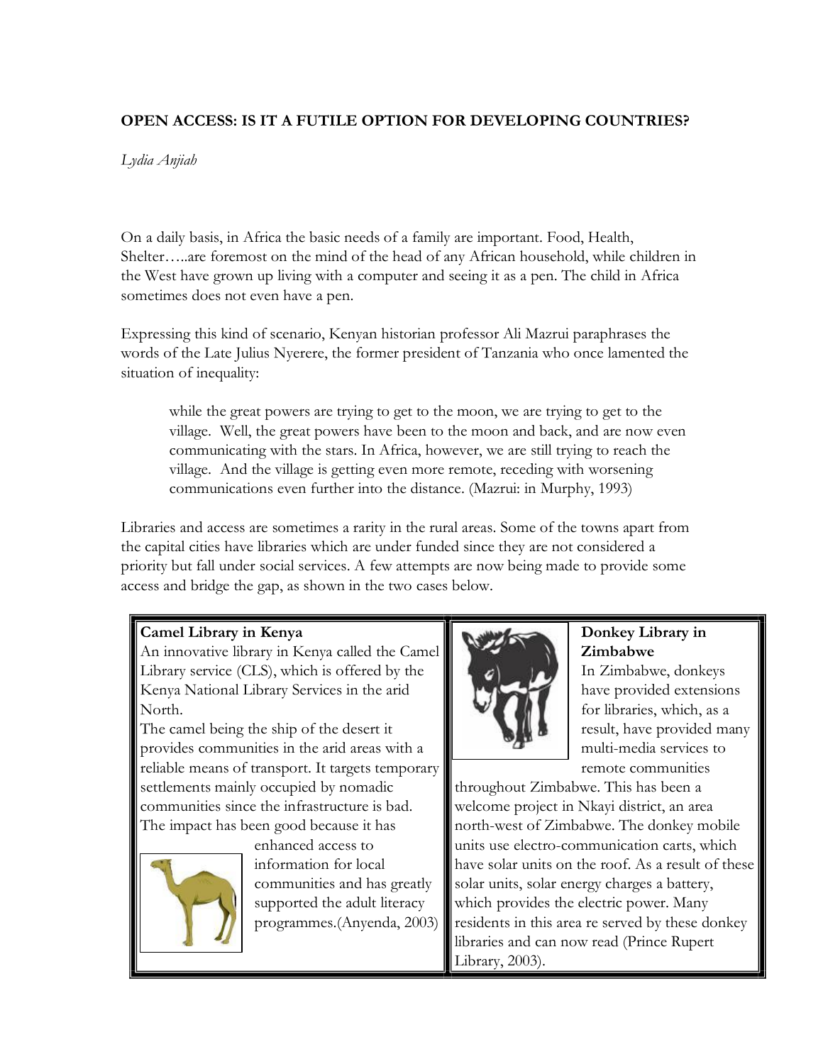**OPEN ACCESS: IS IT A FUTILE OPTION FOR DEVELOPING COUNTRIES?**

*Lydia Anjiah*

On a daily basis, in Africa the basic needs of a family are important. Food, Health, Shelter…..are foremost on the mind of the head of any African household, while children in the West have grown up living with a computer and seeing it as a pen. The child in Africa sometimes does not even have a pen.

Expressing this kind of scenario, Kenyan historian professor Ali Mazrui paraphrases the words of the Late Julius Nyerere, the former president of Tanzania who once lamented the situation of inequality:

> while the great powers are trying to get to the moon, we are trying to get to the village. Well, the great powers have been to the moon and back, and are now even communicating with the stars. In Africa, however, we are still trying to reach the village. And the village is getting even more remote, receding with worsening communications even further into the distance. (Mazrui: in Murphy, 1993)

Libraries and access are sometimes a rarity in the rural areas. Some of the towns apart from the capital cities have libraries which are under funded since they are not considered a priority but fall under social services. A few attempts are now being made to provide some access and bridge the gap, as shown in the two cases below.

**Camel Library in Kenya**

An innovative library in Kenya called the Camel Library service (CLS), which is offered by the Kenya National Library Services in the arid North.

The camel being the ship of the desert it provides communities in the arid areas with a reliable means of transport. It targets temporary settlements mainly occupied by nomadic communities since the infrastructure is bad. The impact has been good because it has enhanced access to information for local communities and has greatly supported the adult literacy programmes.(Anyenda, 2003)

**Donkey Library in Zimbabwe**

In Zimbabwe, donkeys have provided extensions for libraries, which, as a result, have provided many multi-media services to remote communities throughout Zimbabwe. This has been a welcome project in Nkayi district, an area north-west of Zimbabwe. The donkey mobile units use electro-communication carts, which have solar units on the roof. As a result of these solar units, solar energy charges a battery, which provides the electric power. Many residents in this area re served by these donkey libraries and can now read (Prince Rupert Library, 2003).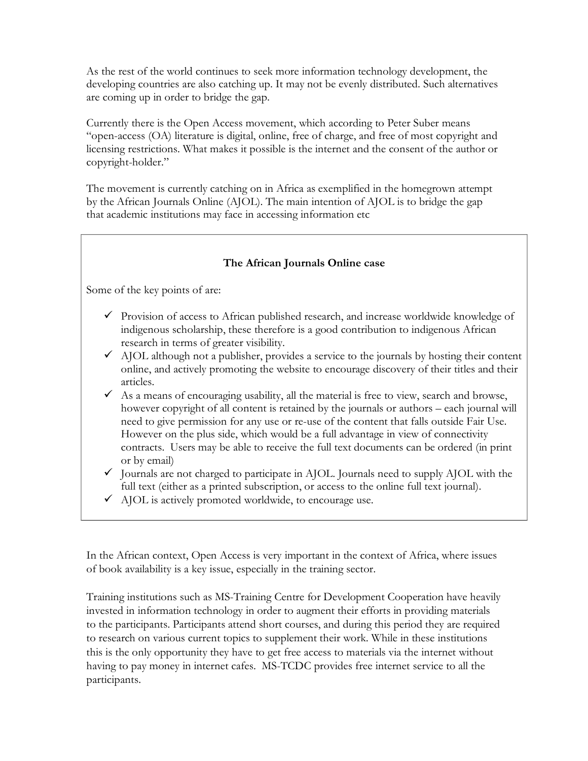As the rest of the world continues to seek more information technology development, the developing countries are also catching up. It may not be evenly distributed. Such alternatives are coming up in order to bridge the gap.

Currently there is the Open Access movement, which according to Peter Suber means "open-access (OA) literature is digital, online, free of charge, and free of most copyright and licensing restrictions. What makes it possible is the internet and the consent of the author or copyright-holder."

The movement is currently catching on in Africa as exemplified in the homegrown attempt by the African Journals Online (AJOL). The main intention of AJOL is to bridge the gap that academic institutions may face in accessing information etc

**The African Journals Online case**

Some of the key points of are:

- ✓ Provision of access to African published research, and increase worldwide knowledge of indigenous scholarship, these therefore is a good contribution to indigenous African research in terms of greater visibility.
- ✓ AJOL although not a publisher, provides a service to the journals by hosting their content online, and actively promoting the website to encourage discovery of their titles and their articles.
- ✓ As a means of encouraging usability, all the material is free to view, search and browse, however copyright of all content is retained by the journals or authors – each journal will need to give permission for any use or re-use of the content that falls outside Fair Use. However on the plus side, which would be a full advantage in view of connectivity contracts. Users may be able to receive the full text documents can be ordered (in print or by email)
- ✓ Journals are not charged to participate in AJOL. Journals need to supply AJOL with the full text (either as a printed subscription, or access to the online full text journal).
- ✓ AJOL is actively promoted worldwide, to encourage use.

In the African context, Open Access is very important in the context of Africa, where issues of book availability is a key issue, especially in the training sector.

Training institutions such as MS-Training Centre for Development Cooperation have heavily invested in information technology in order to augment their efforts in providing materials to the participants. Participants attend short courses, and during this period they are required to research on various current topics to supplement their work. While in these institutions this is the only opportunity they have to get free access to materials via the internet without having to pay money in internet cafes. MS-TCDC provides free internet service to all the participants.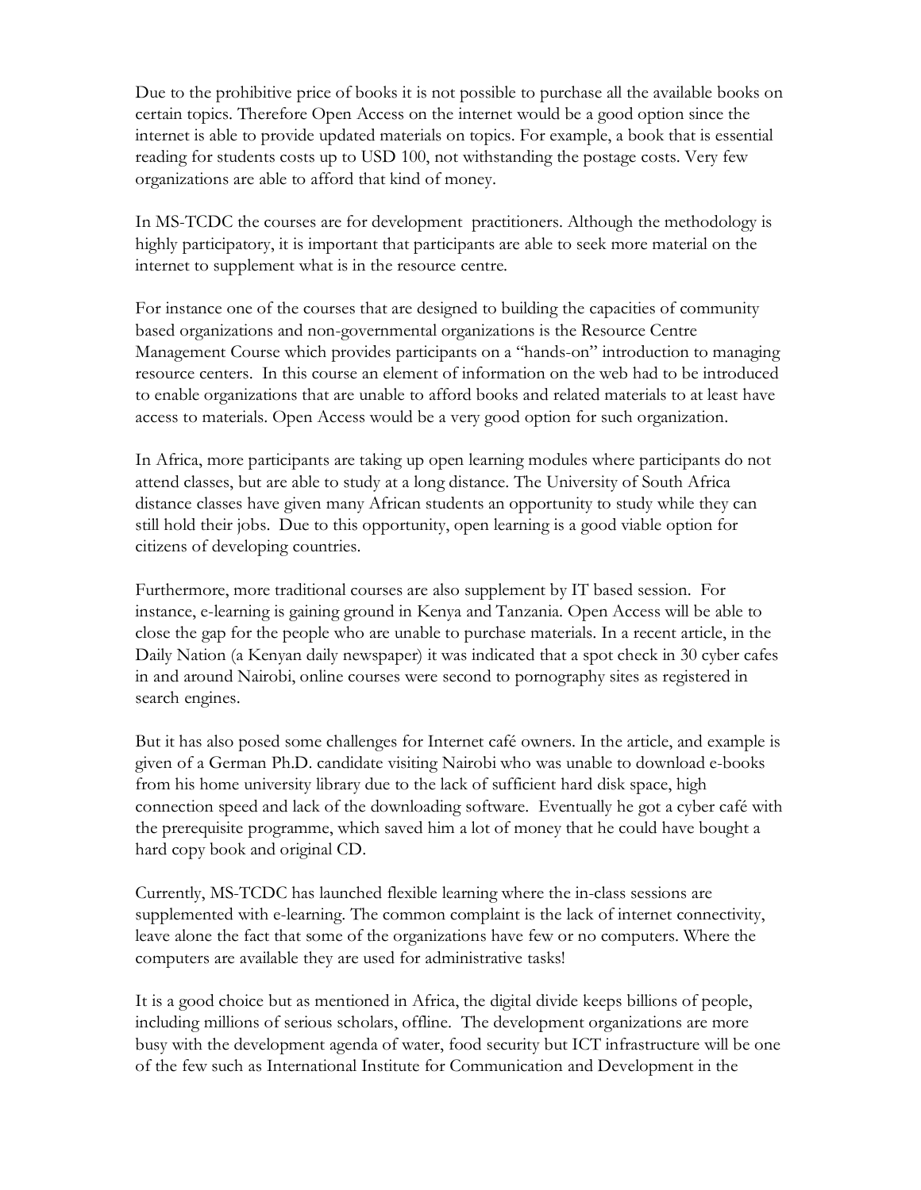Due to the prohibitive price of books it is not possible to purchase all the available books on certain topics. Therefore Open Access on the internet would be a good option since the internet is able to provide updated materials on topics. For example, a book that is essential reading for students costs up to USD 100, not withstanding the postage costs. Very few organizations are able to afford that kind of money.

In MS-TCDC the courses are for development practitioners. Although the methodology is highly participatory, it is important that participants are able to seek more material on the internet to supplement what is in the resource centre.

For instance one of the courses that are designed to building the capacities of community based organizations and non-governmental organizations is the Resource Centre Management Course which provides participants on a "hands-on" introduction to managing resource centers. In this course an element of information on the web had to be introduced to enable organizations that are unable to afford books and related materials to at least have access to materials. Open Access would be a very good option for such organization.

In Africa, more participants are taking up open learning modules where participants do not attend classes, but are able to study at a long distance. The University of South Africa distance classes have given many African students an opportunity to study while they can still hold their jobs. Due to this opportunity, open learning is a good viable option for citizens of developing countries.

Furthermore, more traditional courses are also supplement by IT based session. For instance, e-learning is gaining ground in Kenya and Tanzania. Open Access will be able to close the gap for the people who are unable to purchase materials. In a recent article, in the Daily Nation (a Kenyan daily newspaper) it was indicated that a spot check in 30 cyber cafes in and around Nairobi, online courses were second to pornography sites as registered in search engines.

But it has also posed some challenges for Internet café owners. In the article, and example is given of a German Ph.D. candidate visiting Nairobi who was unable to download e-books from his home university library due to the lack of sufficient hard disk space, high connection speed and lack of the downloading software. Eventually he got a cyber café with the prerequisite programme, which saved him a lot of money that he could have bought a hard copy book and original CD.

Currently, MS-TCDC has launched flexible learning where the in-class sessions are supplemented with e-learning. The common complaint is the lack of internet connectivity, leave alone the fact that some of the organizations have few or no computers. Where the computers are available they are used for administrative tasks!

It is a good choice but as mentioned in Africa, the digital divide keeps billions of people, including millions of serious scholars, offline. The development organizations are more busy with the development agenda of water, food security but ICT infrastructure will be one of the few such as International Institute for Communication and Development in the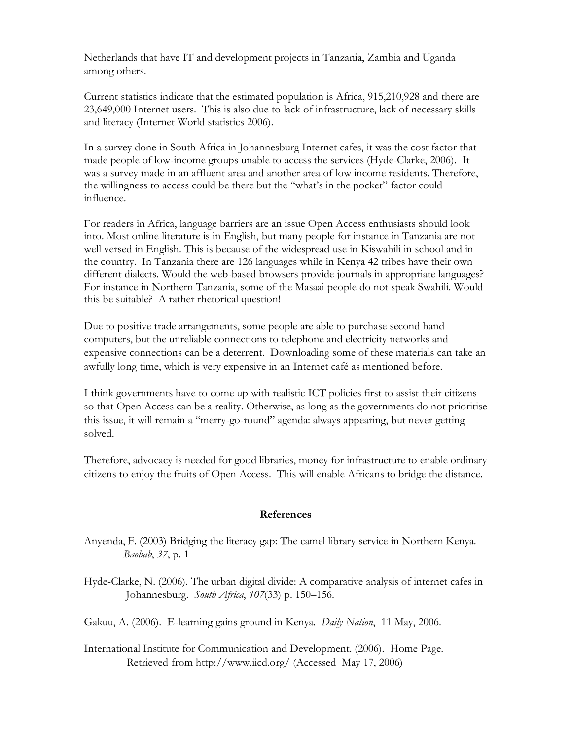Netherlands that have IT and development projects in Tanzania, Zambia and Uganda among others.

Current statistics indicate that the estimated population is Africa, 915,210,928 and there are 23,649,000 Internet users. This is also due to lack of infrastructure, lack of necessary skills and literacy (Internet World statistics 2006).

In a survey done in South Africa in Johannesburg Internet cafes, it was the cost factor that made people of low-income groups unable to access the services (Hyde-Clarke, 2006). It was a survey made in an affluent area and another area of low income residents. Therefore, the willingness to access could be there but the "what's in the pocket" factor could influence.

For readers in Africa, language barriers are an issue Open Access enthusiasts should look into. Most online literature is in English, but many people for instance in Tanzania are not well versed in English. This is because of the widespread use in Kiswahili in school and in the country. In Tanzania there are 126 languages while in Kenya 42 tribes have their own different dialects. Would the web-based browsers provide journals in appropriate languages? For instance in Northern Tanzania, some of the Masaai people do not speak Swahili. Would this be suitable? A rather rhetorical question!

Due to positive trade arrangements, some people are able to purchase second hand computers, but the unreliable connections to telephone and electricity networks and expensive connections can be a deterrent. Downloading some of these materials can take an awfully long time, which is very expensive in an Internet café as mentioned before.

I think governments have to come up with realistic ICT policies first to assist their citizens so that Open Access can be a reality. Otherwise, as long as the governments do not prioritise this issue, it will remain a "merry-go-round" agenda: always appearing, but never getting solved.

Therefore, advocacy is needed for good libraries, money for infrastructure to enable ordinary citizens to enjoy the fruits of Open Access. This will enable Africans to bridge the distance.

## References

Anyenda, F. (2003) Bridging the literacy gap: The camel library service in Northern Kenya. *Baobab*, *37*, p. 1

Hyde-Clarke, N. (2006). The urban digital divide: A comparative analysis of internet cafes in Johannesburg. *South Africa*, *107*(33) p. 150–156.

Gakuu, A. (2006). E-learning gains ground in Kenya. *Daily Nation*, 11 May, 2006.

International Institute for Communication and Development. (2006). Home Page. Retrieved from http://www.iicd.org/ (Accessed May 17, 2006)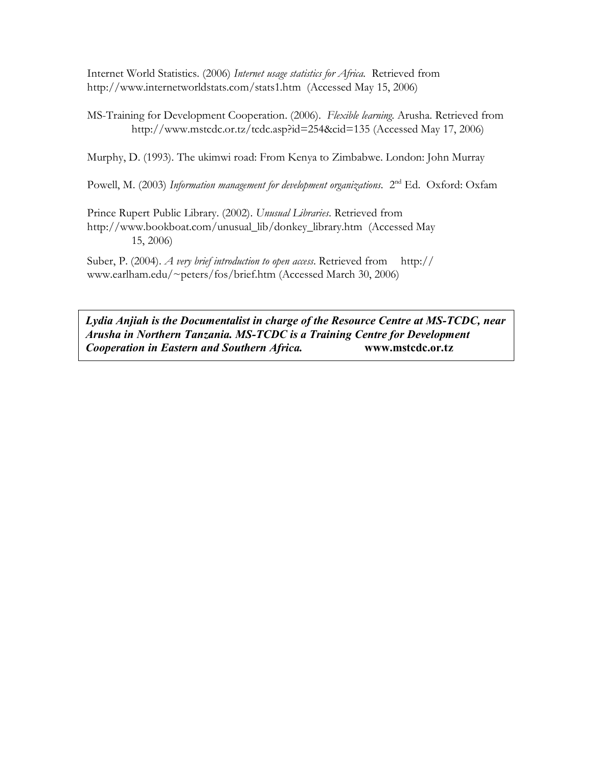Internet World Statistics. (2006) *Internet usage statistics for Africa.* Retrieved from http://www.internetworldstats.com/stats1.htm (Accessed May 15, 2006)

MS-Training for Development Cooperation. (2006). *Flexible learning.* Arusha. Retrieved from http://www.mstcdc.or.tz/tcdc.asp?id=254&cid=135 (Accessed May 17, 2006)

Murphy, D. (1993). The ukimwi road: From Kenya to Zimbabwe. London: John Murray

Powell, M. (2003) *Information management for development organizations.* 2nd Ed. Oxford: Oxfam

Prince Rupert Public Library. (2002). *Unusual Libraries.* Retrieved from http://www.bookboat.com/unusual_lib/donkey_library.htm (Accessed May 15, 2006)

Suber, P. (2004). *A very brief introduction to open access.* Retrieved from http://www.earlham.edu/~peters/fos/brief.htm (Accessed March 30, 2006)

***Lydia Anjiah is the Documentalist in charge of the Resource Centre at MS-TCDC, near Arusha in Northern Tanzania. MS-TCDC is a Training Centre for Development Cooperation in Eastern and Southern Africa.*** **www.mstcdc.or.tz**